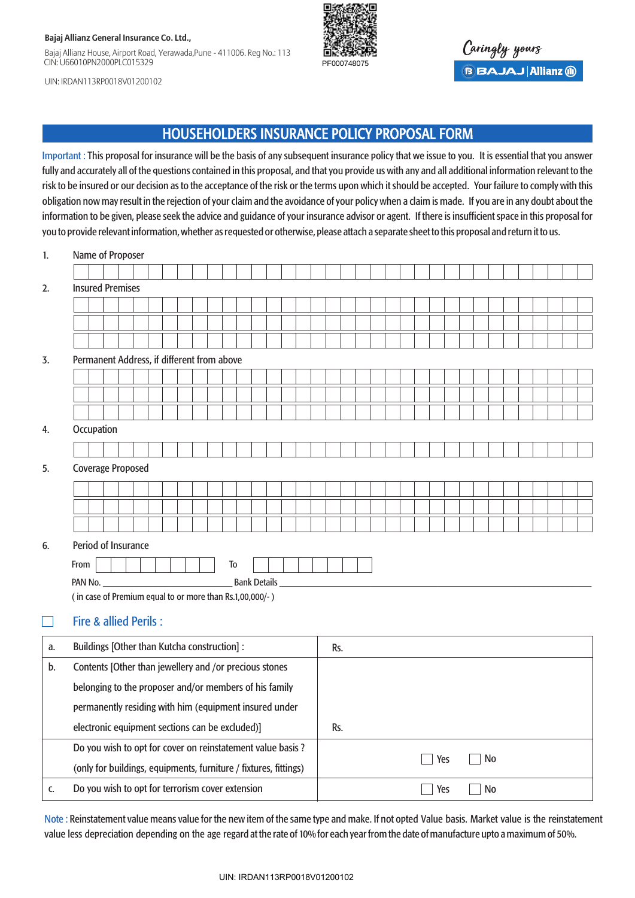**Bajaj Allianz General Insurance Co. Ltd.,**

Bajaj Allianz House, Airport Road, Yerawada,Pune - 411006. Reg No.: 113
CIN: U66010PN2000PLC015329

UIN: IRDAN113RP0018V01200102

PF000748075

Caringly yours

BAJAJ | Allianz

# HOUSEHOLDERS INSURANCE POLICY PROPOSAL FORM

Important : This proposal for insurance will be the basis of any subsequent insurance policy that we issue to you. It is essential that you answer fully and accurately all of the questions contained in this proposal, and that you provide us with any and all additional information relevant to the risk to be insured or our decision as to the acceptance of the risk or the terms upon which it should be accepted. Your failure to comply with this obligation now may result in the rejection of your claim and the avoidance of your policy when a claim is made. If you are in any doubt about the information to be given, please seek the advice and guidance of your insurance advisor or agent. If there is insufficient space in this proposal for you to provide relevant information, whether as requested or otherwise, please attach a separate sheet to this proposal and return it to us.

1. Name of Proposer

2. Insured Premises

3. Permanent Address, if different from above

4. Occupation

5. Coverage Proposed

6. Period of Insurance

   From ____________ To ____________

   PAN No. ____________ Bank Details ____________

   ( in case of Premium equal to or more than Rs.1,00,000/- )

☐ **Fire & allied Perils :**

| | | |
|---|---|---|
| a. | Buildings [Other than Kutcha construction] : | Rs. |
| b. | Contents [Other than jewellery and /or precious stones belonging to the proposer and/or members of his family permanently residing with him (equipment insured under electronic equipment sections can be excluded)] | Rs. |
| | Do you wish to opt for cover on reinstatement value basis ? (only for buildings, equipments, furniture / fixtures, fittings) | ☐ Yes ☐ No |
| c. | Do you wish to opt for terrorism cover extension | ☐ Yes ☐ No |

Note : Reinstatement value means value for the new item of the same type and make. If not opted Value basis. Market value is the reinstatement value less depreciation depending on the age regard at the rate of 10% for each year from the date of manufacture upto a maximum of 50%.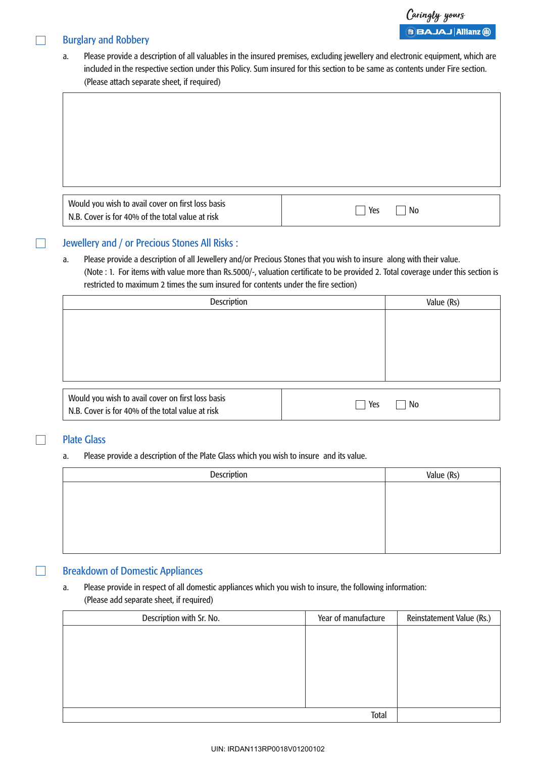## ☐ Burglary and Robbery

a. Please provide a description of all valuables in the insured premises, excluding jewellery and electronic equipment, which are included in the respective section under this Policy. Sum insured for this section to be same as contents under Fire section. (Please attach separate sheet, if required)

| |
|---|
| |

| | |
|---|---|
| Would you wish to avail cover on first loss basis<br>N.B. Cover is for 40% of the total value at risk | ☐ Yes ☐ No |

## ☐ Jewellery and / or Precious Stones All Risks :

a. Please provide a description of all Jewellery and/or Precious Stones that you wish to insure along with their value. (Note : 1. For items with value more than Rs.5000/-, valuation certificate to be provided 2. Total coverage under this section is restricted to maximum 2 times the sum insured for contents under the fire section)

| Description | Value (Rs) |
|---|---|
| | |

| | |
|---|---|
| Would you wish to avail cover on first loss basis<br>N.B. Cover is for 40% of the total value at risk | ☐ Yes ☐ No |

## ☐ Plate Glass

a. Please provide a description of the Plate Glass which you wish to insure and its value.

| Description | Value (Rs) |
|---|---|
| | |

## ☐ Breakdown of Domestic Appliances

a. Please provide in respect of all domestic appliances which you wish to insure, the following information: (Please add separate sheet, if required)

| Description with Sr. No. | Year of manufacture | Reinstatement Value (Rs.) |
|---|---|---|
| | | |
| | Total | |

UIN: IRDAN113RP0018V01200102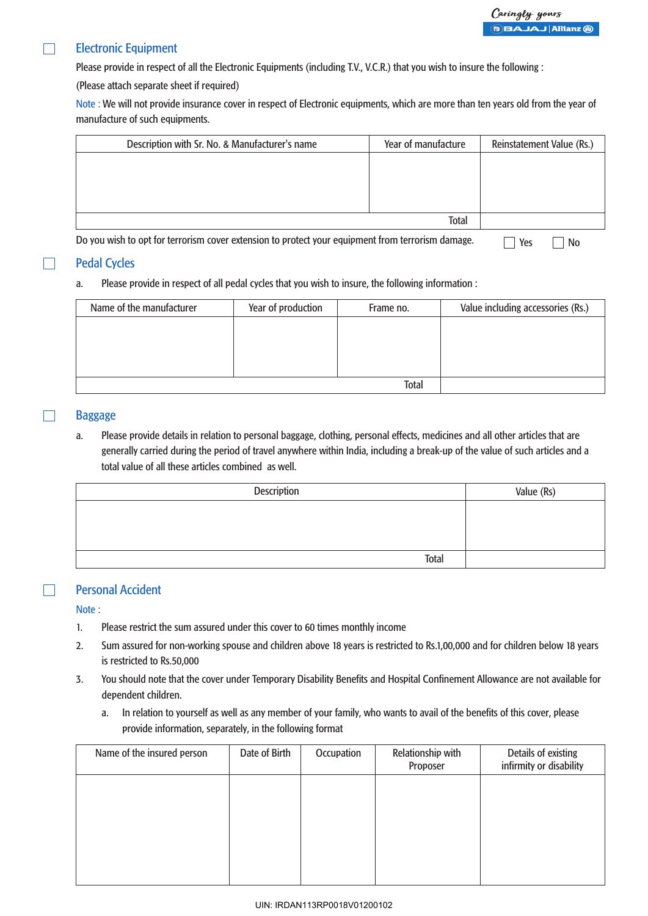## ☐ Electronic Equipment

Please provide in respect of all the Electronic Equipments (including T.V., V.C.R.) that you wish to insure the following :

(Please attach separate sheet if required)

Note : We will not provide insurance cover in respect of Electronic equipments, which are more than ten years old from the year of manufacture of such equipments.

| Description with Sr. No. & Manufacturer's name | Year of manufacture | Reinstatement Value (Rs.) |
|---|---|---|
| | | |
| | Total | |

Do you wish to opt for terrorism cover extension to protect your equipment from terrorism damage. ☐ Yes ☐ No

## ☐ Pedal Cycles

a. Please provide in respect of all pedal cycles that you wish to insure, the following information :

| Name of the manufacturer | Year of production | Frame no. | Value including accessories (Rs.) |
|---|---|---|---|
| | | | |
| | | Total | |

## ☐ Baggage

a. Please provide details in relation to personal baggage, clothing, personal effects, medicines and all other articles that are generally carried during the period of travel anywhere within India, including a break-up of the value of such articles and a total value of all these articles combined as well.

| Description | Value (Rs) |
|---|---|
| | |
| Total | |

## ☐ Personal Accident

Note :

1. Please restrict the sum assured under this cover to 60 times monthly income
2. Sum assured for non-working spouse and children above 18 years is restricted to Rs.1,00,000 and for children below 18 years is restricted to Rs.50,000
3. You should note that the cover under Temporary Disability Benefits and Hospital Confinement Allowance are not available for dependent children.
   a. In relation to yourself as well as any member of your family, who wants to avail of the benefits of this cover, please provide information, separately, in the following format

| Name of the insured person | Date of Birth | Occupation | Relationship with Proposer | Details of existing infirmity or disability |
|---|---|---|---|---|
| | | | | |

UIN: IRDAN113RP0018V01200102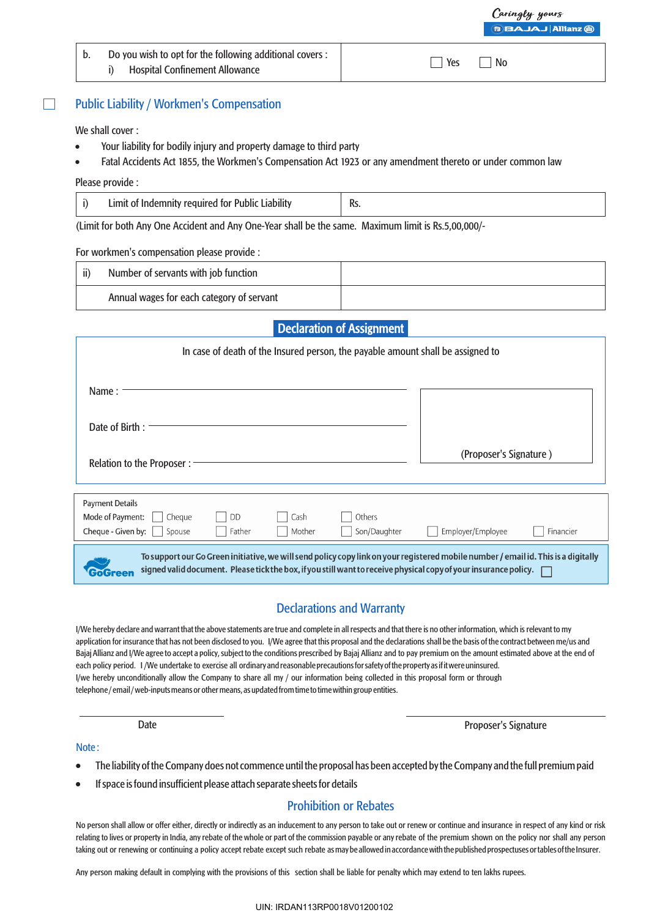| b. | Do you wish to opt for the following additional covers :<br>i) Hospital Confinement Allowance | ☐ Yes ☐ No |
|---|---|---|

## ☐ Public Liability / Workmen's Compensation

We shall cover :

- Your liability for bodily injury and property damage to third party
- Fatal Accidents Act 1855, the Workmen's Compensation Act 1923 or any amendment thereto or under common law

Please provide :

| i) | Limit of Indemnity required for Public Liability | Rs. |
|---|---|---|

(Limit for both Any One Accident and Any One-Year shall be the same. Maximum limit is Rs.5,00,000/-

For workmen's compensation please provide :

| ii) | Number of servants with job function | |
|---|---|---|
| | Annual wages for each category of servant | |

## Declaration of Assignment

In case of death of the Insured person, the payable amount shall be assigned to

Name : ______________________

Date of Birth : ______________________

Relation to the Proposer : ______________________

(Proposer's Signature )

Payment Details

Mode of Payment: ☐ Cheque ☐ DD ☐ Cash ☐ Others

Cheque - Given by: ☐ Spouse ☐ Father ☐ Mother ☐ Son/Daughter ☐ Employer/Employee ☐ Financier

GoGreen: **To support our Go Green initiative, we will send policy copy link on your registered mobile number / email id. This is a digitally signed valid document. Please tick the box, if you still want to receive physical copy of your insurance policy.** ☐

## Declarations and Warranty

I/We hereby declare and warrant that the above statements are true and complete in all respects and that there is no other information, which is relevant to my application for insurance that has not been disclosed to you. I/We agree that this proposal and the declarations shall be the basis of the contract between me/us and Bajaj Allianz and I/We agree to accept a policy, subject to the conditions prescribed by Bajaj Allianz and to pay premium on the amount estimated above at the end of each policy period. I /We undertake to exercise all ordinary and reasonable precautions for safety of the property as if it were uninsured.
I/we hereby unconditionally allow the Company to share all my / our information being collected in this proposal form or through telephone / email / web-inputs means or other means, as updated from time to time within group entities.

Date ______________________ Proposer's Signature ______________________

Note :

- The liability of the Company does not commence until the proposal has been accepted by the Company and the full premium paid
- If space is found insufficient please attach separate sheets for details

## Prohibition or Rebates

No person shall allow or offer either, directly or indirectly as an inducement to any person to take out or renew or continue and insurance in respect of any kind or risk relating to lives or property in India, any rebate of the whole or part of the commission payable or any rebate of the premium shown on the policy nor shall any person taking out or renewing or continuing a policy accept rebate except such rebate as may be allowed in accordance with the published prospectuses or tables of the Insurer.

Any person making default in complying with the provisions of this section shall be liable for penalty which may extend to ten lakhs rupees.

UIN: IRDAN113RP0018V01200102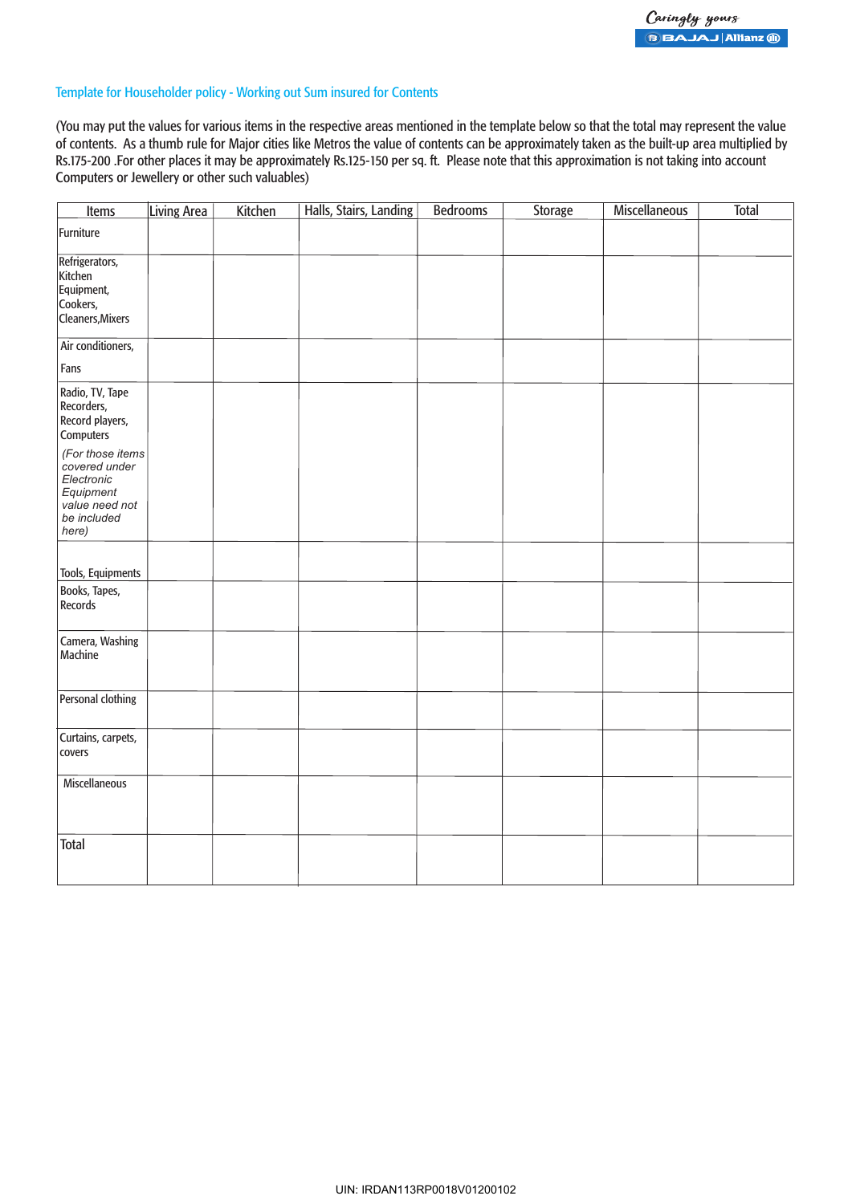## Template for Householder policy - Working out Sum insured for Contents

(You may put the values for various items in the respective areas mentioned in the template below so that the total may represent the value of contents. As a thumb rule for Major cities like Metros the value of contents can be approximately taken as the built-up area multiplied by Rs.175-200 .For other places it may be approximately Rs.125-150 per sq. ft. Please note that this approximation is not taking into account Computers or Jewellery or other such valuables)

| Items | Living Area | Kitchen | Halls, Stairs, Landing | Bedrooms | Storage | Miscellaneous | Total |
|---|---|---|---|---|---|---|---|
| Furniture | | | | | | | |
| Refrigerators, Kitchen Equipment, Cookers, Cleaners,Mixers | | | | | | | |
| Air conditioners, Fans | | | | | | | |
| Radio, TV, Tape Recorders, Record players, Computers *(For those items covered under Electronic Equipment value need not be included here)* | | | | | | | |
| Tools, Equipments | | | | | | | |
| Books, Tapes, Records | | | | | | | |
| Camera, Washing Machine | | | | | | | |
| Personal clothing | | | | | | | |
| Curtains, carpets, covers | | | | | | | |
| Miscellaneous | | | | | | | |
| Total | | | | | | | |

UIN: IRDAN113RP0018V01200102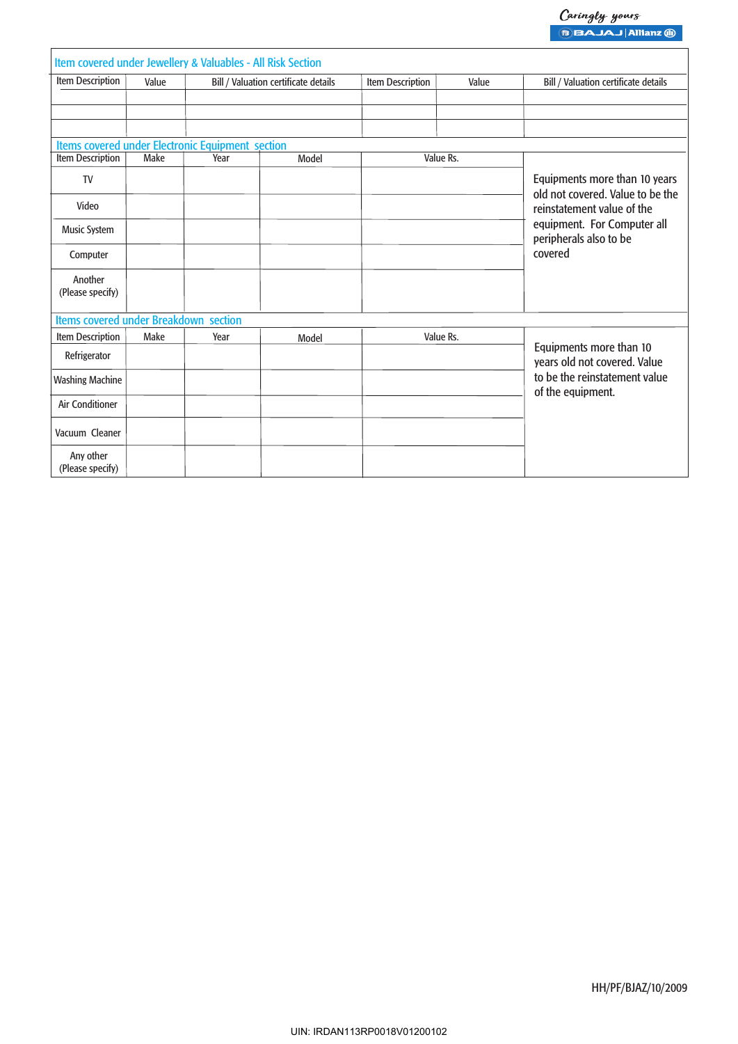## Item covered under Jewellery & Valuables - All Risk Section

| Item Description | Value | Bill / Valuation certificate details | Item Description | Value | Bill / Valuation certificate details |
|---|---|---|---|---|---|
| | | | | | |
| | | | | | |
| | | | | | |

## Items covered under Electronic Equipment section

| Item Description | Make | Year | Model | Value Rs. | |
|---|---|---|---|---|---|
| TV | | | | | Equipments more than 10 years old not covered. Value to be the reinstatement value of the equipment. For Computer all peripherals also to be covered |
| Video | | | | | |
| Music System | | | | | |
| Computer | | | | | |
| Another (Please specify) | | | | | |

## Items covered under Breakdown section

| Item Description | Make | Year | Model | Value Rs. | |
|---|---|---|---|---|---|
| Refrigerator | | | | | Equipments more than 10 years old not covered. Value to be the reinstatement value of the equipment. |
| Washing Machine | | | | | |
| Air Conditioner | | | | | |
| Vacuum Cleaner | | | | | |
| Any other (Please specify) | | | | | |

HH/PF/BJAZ/10/2009

UIN: IRDAN113RP0018V01200102